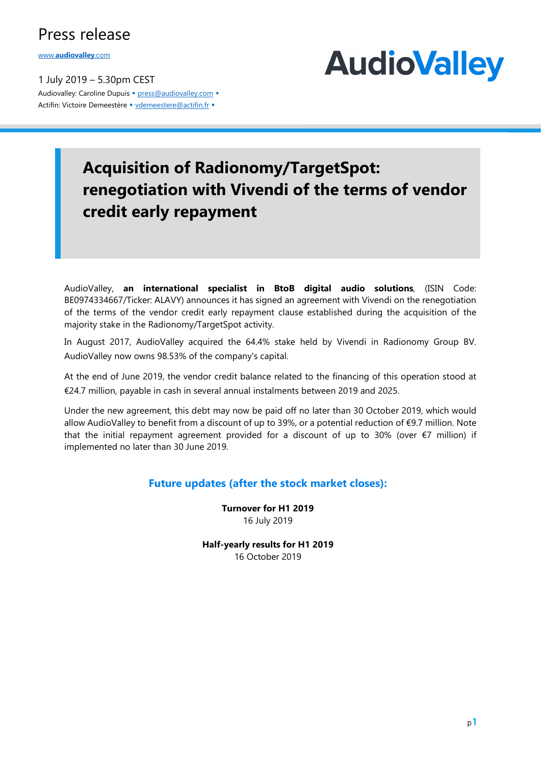Press release

[www.audiovalley.com](http://www.audiovalley.com)

1 July 2019 – 5.30pm CEST

Audiovalley: Caroline Dupuis ◆ press@audiovalley.com ◆
Actifin: Victoire Demeestère ◆ vdemeestere@actifin.fr ◆

AudioValley

# Acquisition of Radionomy/TargetSpot: renegotiation with Vivendi of the terms of vendor credit early repayment

AudioValley, **an international specialist in BtoB digital audio solutions**, (ISIN Code: BE0974334667/Ticker: ALAVY) announces it has signed an agreement with Vivendi on the renegotiation of the terms of the vendor credit early repayment clause established during the acquisition of the majority stake in the Radionomy/TargetSpot activity.

In August 2017, AudioValley acquired the 64.4% stake held by Vivendi in Radionomy Group BV. AudioValley now owns 98.53% of the company's capital.

At the end of June 2019, the vendor credit balance related to the financing of this operation stood at €24.7 million, payable in cash in several annual instalments between 2019 and 2025.

Under the new agreement, this debt may now be paid off no later than 30 October 2019, which would allow AudioValley to benefit from a discount of up to 39%, or a potential reduction of €9.7 million. Note that the initial repayment agreement provided for a discount of up to 30% (over €7 million) if implemented no later than 30 June 2019.

## Future updates (after the stock market closes):

**Turnover for H1 2019**
16 July 2019

**Half-yearly results for H1 2019**
16 October 2019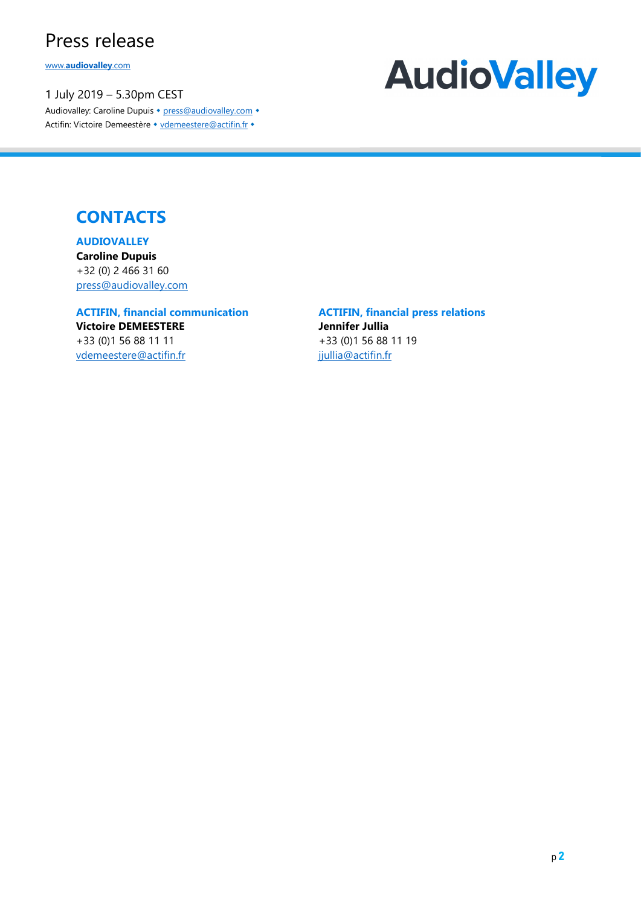Press release

www.audiovalley.com

1 July 2019 – 5.30pm CEST

Audiovalley: Caroline Dupuis • press@audiovalley.com •

Actifin: Victoire Demeestère • vdemeestere@actifin.fr •

# CONTACTS

### AUDIOVALLEY

**Caroline Dupuis**
+32 (0) 2 466 31 60
press@audiovalley.com

### ACTIFIN, financial communication

**Victoire DEMEESTERE**
+33 (0)1 56 88 11 11
vdemeestere@actifin.fr

### ACTIFIN, financial press relations

**Jennifer Jullia**
+33 (0)1 56 88 11 19
jjullia@actifin.fr